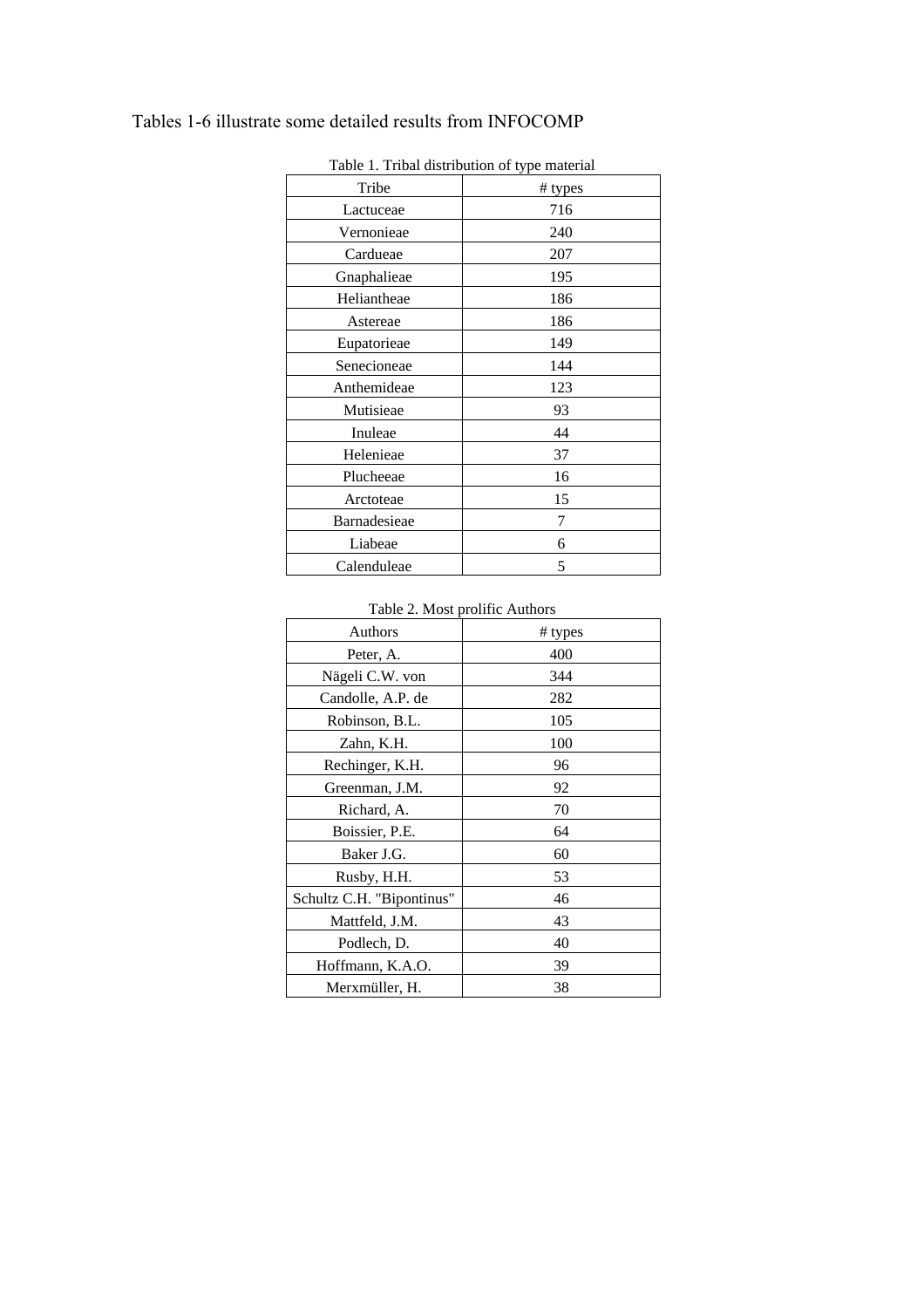Tables 1-6 illustrate some detailed results from INFOCOMP

Table 1. Tribal distribution of type material

| Tribe | # types |
|---|---|
| Lactuceae | 716 |
| Vernonieae | 240 |
| Cardueae | 207 |
| Gnaphalieae | 195 |
| Heliantheae | 186 |
| Astereae | 186 |
| Eupatorieae | 149 |
| Senecioneae | 144 |
| Anthemideae | 123 |
| Mutisieae | 93 |
| Inuleae | 44 |
| Helenieae | 37 |
| Plucheeae | 16 |
| Arctoteae | 15 |
| Barnadesieae | 7 |
| Liabeae | 6 |
| Calenduleae | 5 |

Table 2. Most prolific Authors

| Authors | # types |
|---|---|
| Peter, A. | 400 |
| Nägeli C.W. von | 344 |
| Candolle, A.P. de | 282 |
| Robinson, B.L. | 105 |
| Zahn, K.H. | 100 |
| Rechinger, K.H. | 96 |
| Greenman, J.M. | 92 |
| Richard, A. | 70 |
| Boissier, P.E. | 64 |
| Baker J.G. | 60 |
| Rusby, H.H. | 53 |
| Schultz C.H. "Bipontinus" | 46 |
| Mattfeld, J.M. | 43 |
| Podlech, D. | 40 |
| Hoffmann, K.A.O. | 39 |
| Merxmüller, H. | 38 |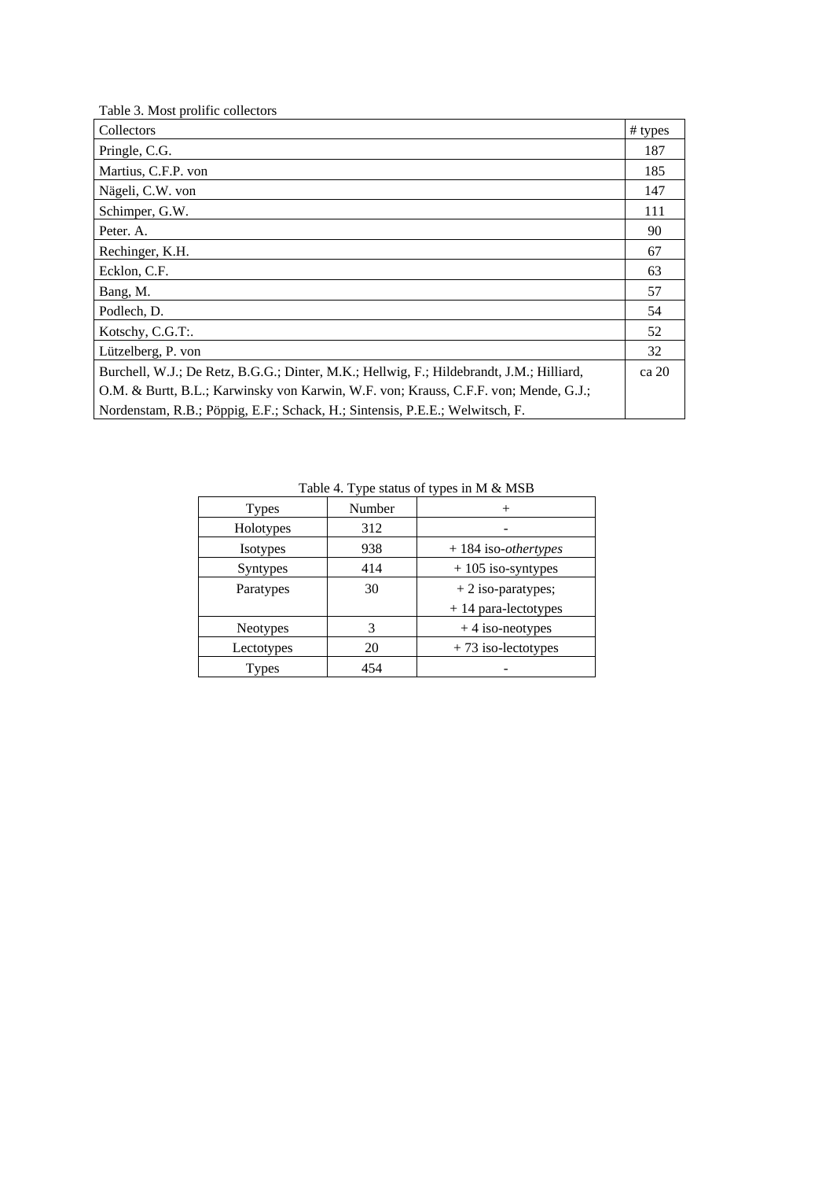Table 3. Most prolific collectors

| Collectors | # types |
|---|---|
| Pringle, C.G. | 187 |
| Martius, C.F.P. von | 185 |
| Nägeli, C.W. von | 147 |
| Schimper, G.W. | 111 |
| Peter. A. | 90 |
| Rechinger, K.H. | 67 |
| Ecklon, C.F. | 63 |
| Bang, M. | 57 |
| Podlech, D. | 54 |
| Kotschy, C.G.T:. | 52 |
| Lützelberg, P. von | 32 |
| Burchell, W.J.; De Retz, B.G.G.; Dinter, M.K.; Hellwig, F.; Hildebrandt, J.M.; Hilliard, O.M. & Burtt, B.L.; Karwinsky von Karwin, W.F. von; Krauss, C.F.F. von; Mende, G.J.; Nordenstam, R.B.; Pöppig, E.F.; Schack, H.; Sintensis, P.E.E.; Welwitsch, F. | ca 20 |

Table 4. Type status of types in M & MSB

| Types | Number | + |
|---|---|---|
| Holotypes | 312 | - |
| Isotypes | 938 | + 184 iso-*othertypes* |
| Syntypes | 414 | + 105 iso-syntypes |
| Paratypes | 30 | + 2 iso-paratypes; + 14 para-lectotypes |
| Neotypes | 3 | + 4 iso-neotypes |
| Lectotypes | 20 | + 73 iso-lectotypes |
| Types | 454 | - |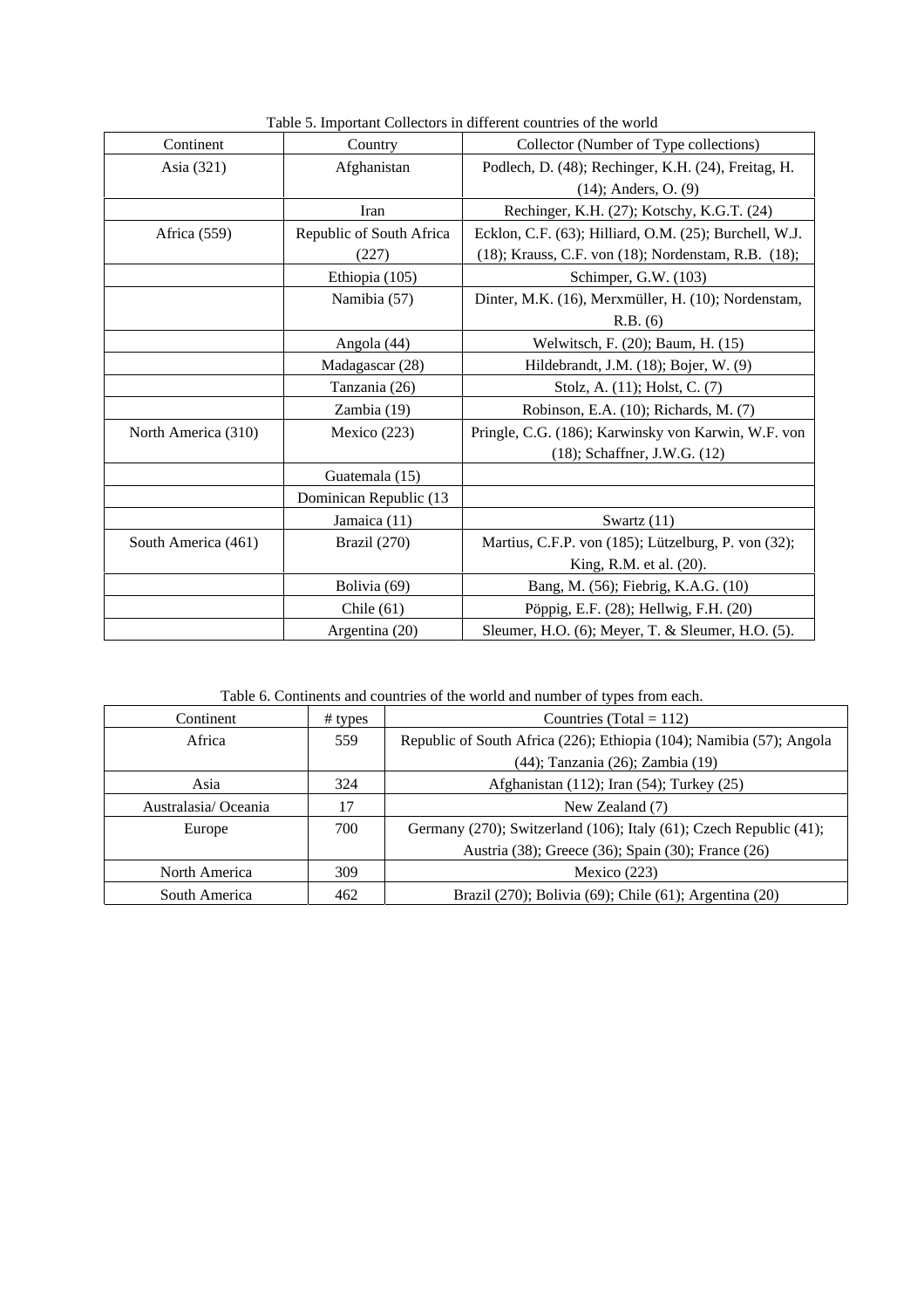Table 5. Important Collectors in different countries of the world

| Continent | Country | Collector (Number of Type collections) |
| --- | --- | --- |
| Asia (321) | Afghanistan | Podlech, D. (48); Rechinger, K.H. (24), Freitag, H. (14); Anders, O. (9) |
| | Iran | Rechinger, K.H. (27); Kotschy, K.G.T. (24) |
| Africa (559) | Republic of South Africa (227) | Ecklon, C.F. (63); Hilliard, O.M. (25); Burchell, W.J. (18); Krauss, C.F. von (18); Nordenstam, R.B. (18); |
| | Ethiopia (105) | Schimper, G.W. (103) |
| | Namibia (57) | Dinter, M.K. (16), Merxmüller, H. (10); Nordenstam, R.B. (6) |
| | Angola (44) | Welwitsch, F. (20); Baum, H. (15) |
| | Madagascar (28) | Hildebrandt, J.M. (18); Bojer, W. (9) |
| | Tanzania (26) | Stolz, A. (11); Holst, C. (7) |
| | Zambia (19) | Robinson, E.A. (10); Richards, M. (7) |
| North America (310) | Mexico (223) | Pringle, C.G. (186); Karwinsky von Karwin, W.F. von (18); Schaffner, J.W.G. (12) |
| | Guatemala (15) | |
| | Dominican Republic (13 | |
| | Jamaica (11) | Swartz (11) |
| South America (461) | Brazil (270) | Martius, C.F.P. von (185); Lützelburg, P. von (32); King, R.M. et al. (20). |
| | Bolivia (69) | Bang, M. (56); Fiebrig, K.A.G. (10) |
| | Chile (61) | Pöppig, E.F. (28); Hellwig, F.H. (20) |
| | Argentina (20) | Sleumer, H.O. (6); Meyer, T. & Sleumer, H.O. (5). |

Table 6. Continents and countries of the world and number of types from each.

| Continent | # types | Countries (Total = 112) |
| --- | --- | --- |
| Africa | 559 | Republic of South Africa (226); Ethiopia (104); Namibia (57); Angola (44); Tanzania (26); Zambia (19) |
| Asia | 324 | Afghanistan (112); Iran (54); Turkey (25) |
| Australasia/ Oceania | 17 | New Zealand (7) |
| Europe | 700 | Germany (270); Switzerland (106); Italy (61); Czech Republic (41); Austria (38); Greece (36); Spain (30); France (26) |
| North America | 309 | Mexico (223) |
| South America | 462 | Brazil (270); Bolivia (69); Chile (61); Argentina (20) |